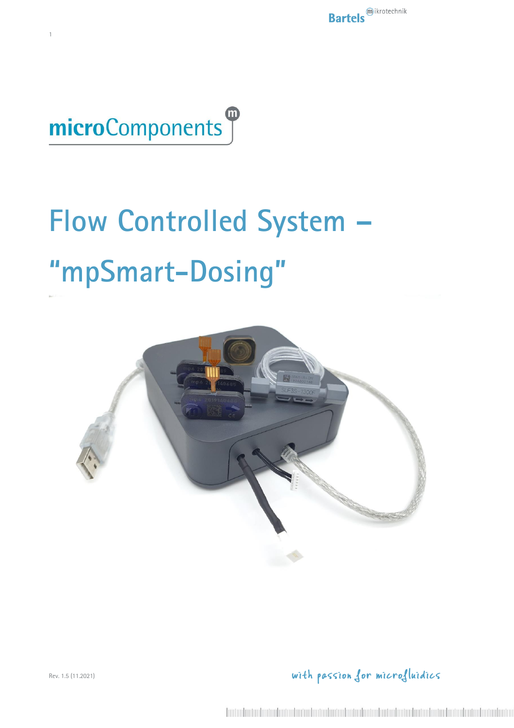microComponents

# Flow Controlled System – "mpSmart-Dosing"

Rev. 1.5 (11.2021)

with passion for microfluidics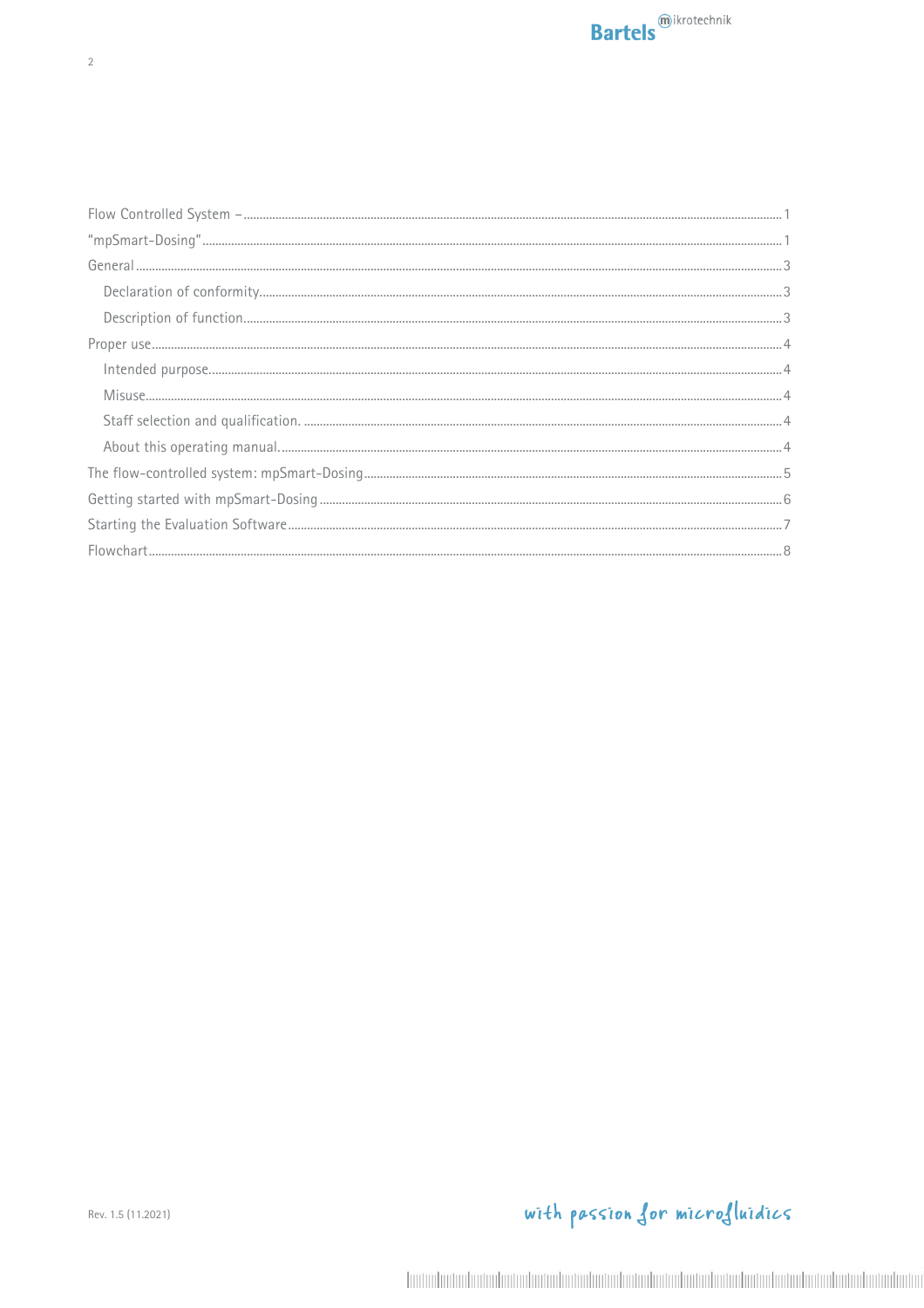Flow Controlled System – ........ 1

"mpSmart-Dosing" ........ 1

General ........ 3

- Declaration of conformity ........ 3
- Description of function ........ 3

Proper use ........ 4

- Intended purpose ........ 4
- Misuse ........ 4
- Staff selection and qualification. ........ 4
- About this operating manual. ........ 4

The flow-controlled system: mpSmart-Dosing ........ 5

Getting started with mpSmart-Dosing ........ 6

Starting the Evaluation Software ........ 7

Flowchart ........ 8

Rev. 1.5 (11.2021)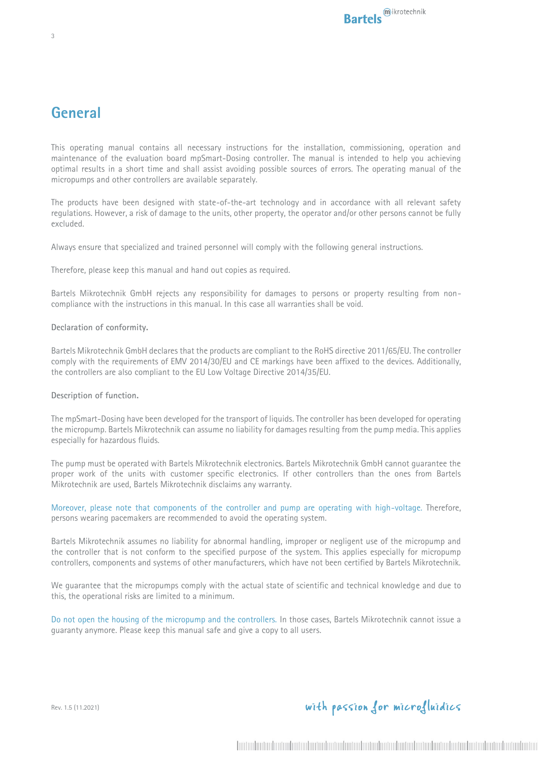# General

This operating manual contains all necessary instructions for the installation, commissioning, operation and maintenance of the evaluation board mpSmart-Dosing controller. The manual is intended to help you achieving optimal results in a short time and shall assist avoiding possible sources of errors. The operating manual of the micropumps and other controllers are available separately.

The products have been designed with state-of-the-art technology and in accordance with all relevant safety regulations. However, a risk of damage to the units, other property, the operator and/or other persons cannot be fully excluded.

Always ensure that specialized and trained personnel will comply with the following general instructions.

Therefore, please keep this manual and hand out copies as required.

Bartels Mikrotechnik GmbH rejects any responsibility for damages to persons or property resulting from non-compliance with the instructions in this manual. In this case all warranties shall be void.

**Declaration of conformity.**

Bartels Mikrotechnik GmbH declares that the products are compliant to the RoHS directive 2011/65/EU. The controller comply with the requirements of EMV 2014/30/EU and CE markings have been affixed to the devices. Additionally, the controllers are also compliant to the EU Low Voltage Directive 2014/35/EU.

**Description of function.**

The mpSmart-Dosing have been developed for the transport of liquids. The controller has been developed for operating the micropump. Bartels Mikrotechnik can assume no liability for damages resulting from the pump media. This applies especially for hazardous fluids.

The pump must be operated with Bartels Mikrotechnik electronics. Bartels Mikrotechnik GmbH cannot guarantee the proper work of the units with customer specific electronics. If other controllers than the ones from Bartels Mikrotechnik are used, Bartels Mikrotechnik disclaims any warranty.

Moreover, please note that components of the controller and pump are operating with high-voltage. Therefore, persons wearing pacemakers are recommended to avoid the operating system.

Bartels Mikrotechnik assumes no liability for abnormal handling, improper or negligent use of the micropump and the controller that is not conform to the specified purpose of the system. This applies especially for micropump controllers, components and systems of other manufacturers, which have not been certified by Bartels Mikrotechnik.

We guarantee that the micropumps comply with the actual state of scientific and technical knowledge and due to this, the operational risks are limited to a minimum.

Do not open the housing of the micropump and the controllers. In those cases, Bartels Mikrotechnik cannot issue a guaranty anymore. Please keep this manual safe and give a copy to all users.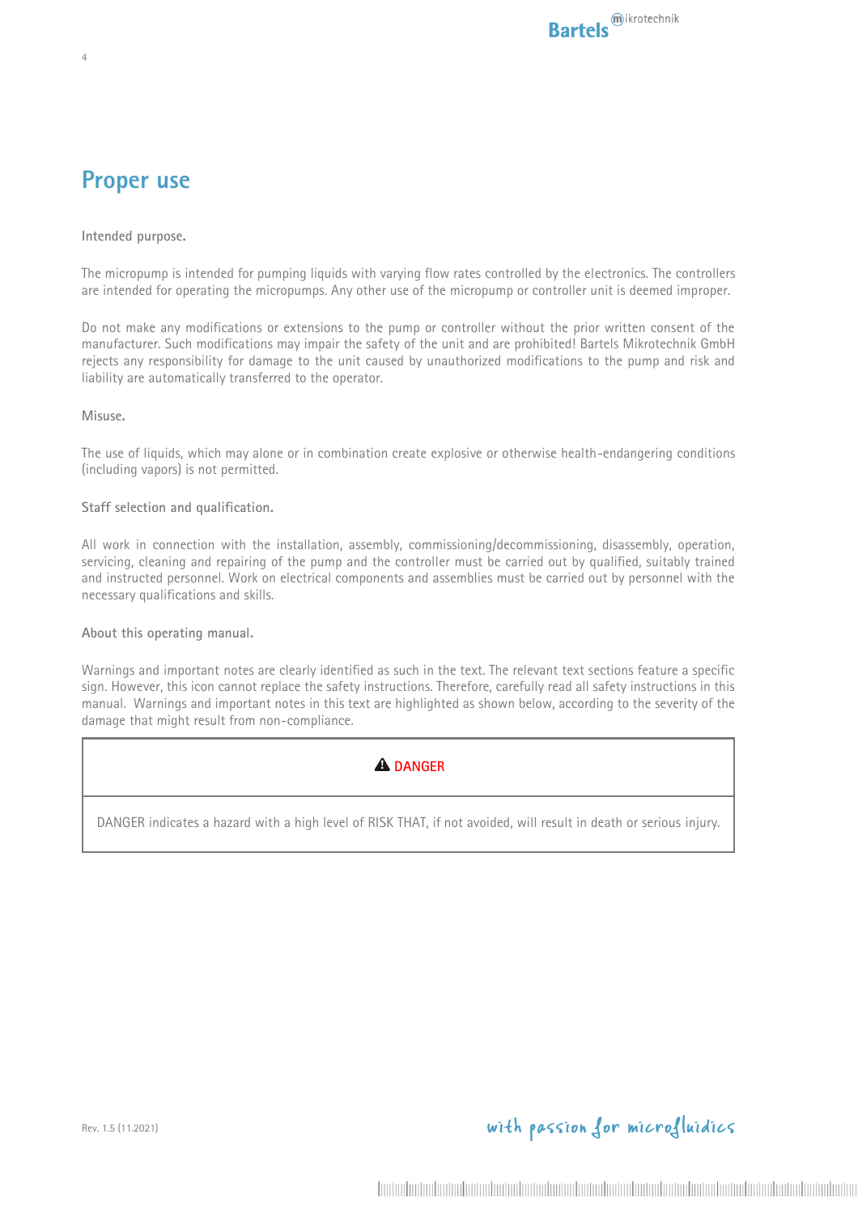# Proper use

**Intended purpose.**

The micropump is intended for pumping liquids with varying flow rates controlled by the electronics. The controllers are intended for operating the micropumps. Any other use of the micropump or controller unit is deemed improper.

Do not make any modifications or extensions to the pump or controller without the prior written consent of the manufacturer. Such modifications may impair the safety of the unit and are prohibited! Bartels Mikrotechnik GmbH rejects any responsibility for damage to the unit caused by unauthorized modifications to the pump and risk and liability are automatically transferred to the operator.

**Misuse.**

The use of liquids, which may alone or in combination create explosive or otherwise health-endangering conditions (including vapors) is not permitted.

**Staff selection and qualification.**

All work in connection with the installation, assembly, commissioning/decommissioning, disassembly, operation, servicing, cleaning and repairing of the pump and the controller must be carried out by qualified, suitably trained and instructed personnel. Work on electrical components and assemblies must be carried out by personnel with the necessary qualifications and skills.

**About this operating manual.**

Warnings and important notes are clearly identified as such in the text. The relevant text sections feature a specific sign. However, this icon cannot replace the safety instructions. Therefore, carefully read all safety instructions in this manual. Warnings and important notes in this text are highlighted as shown below, according to the severity of the damage that might result from non-compliance.

| ⚠ DANGER |
| --- |
| DANGER indicates a hazard with a high level of RISK THAT, if not avoided, will result in death or serious injury. |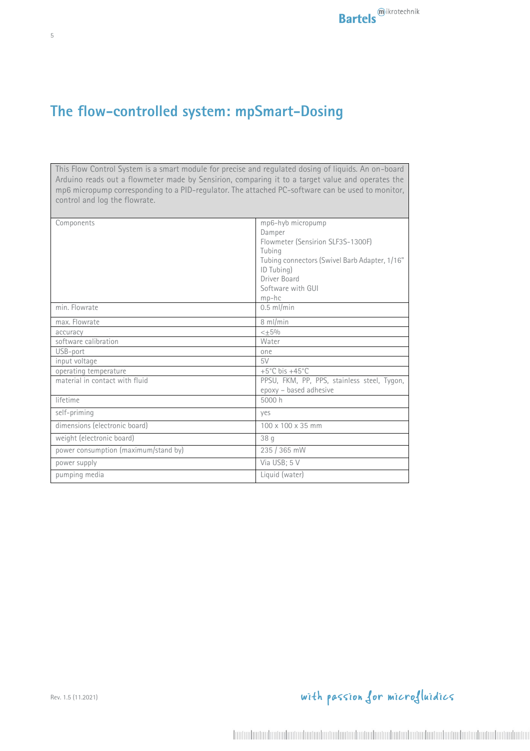# The flow-controlled system: mpSmart-Dosing

| This Flow Control System is a smart module for precise and regulated dosing of liquids. An on-board Arduino reads out a flowmeter made by Sensirion, comparing it to a target value and operates the mp6 micropump corresponding to a PID-regulator. The attached PC-software can be used to monitor, control and log the flowrate. | |
|---|---|
| Components | mp6-hyb micropump<br>Damper<br>Flowmeter (Sensirion SLF3S-1300F)<br>Tubing<br>Tubing connectors (Swivel Barb Adapter, 1/16" ID Tubing)<br>Driver Board<br>Software with GUI<br>mp-hc |
| min. Flowrate | 0.5 ml/min |
| max. Flowrate | 8 ml/min |
| accuracy | <±5% |
| software calibration | Water |
| USB-port | one |
| input voltage | 5V |
| operating temperature | +5°C bis +45°C |
| material in contact with fluid | PPSU, FKM, PP, PPS, stainless steel, Tygon, epoxy – based adhesive |
| lifetime | 5000 h |
| self-priming | yes |
| dimensions (electronic board) | 100 x 100 x 35 mm |
| weight (electronic board) | 38 g |
| power consumption (maximum/stand by) | 235 / 365 mW |
| power supply | Via USB; 5 V |
| pumping media | Liquid (water) |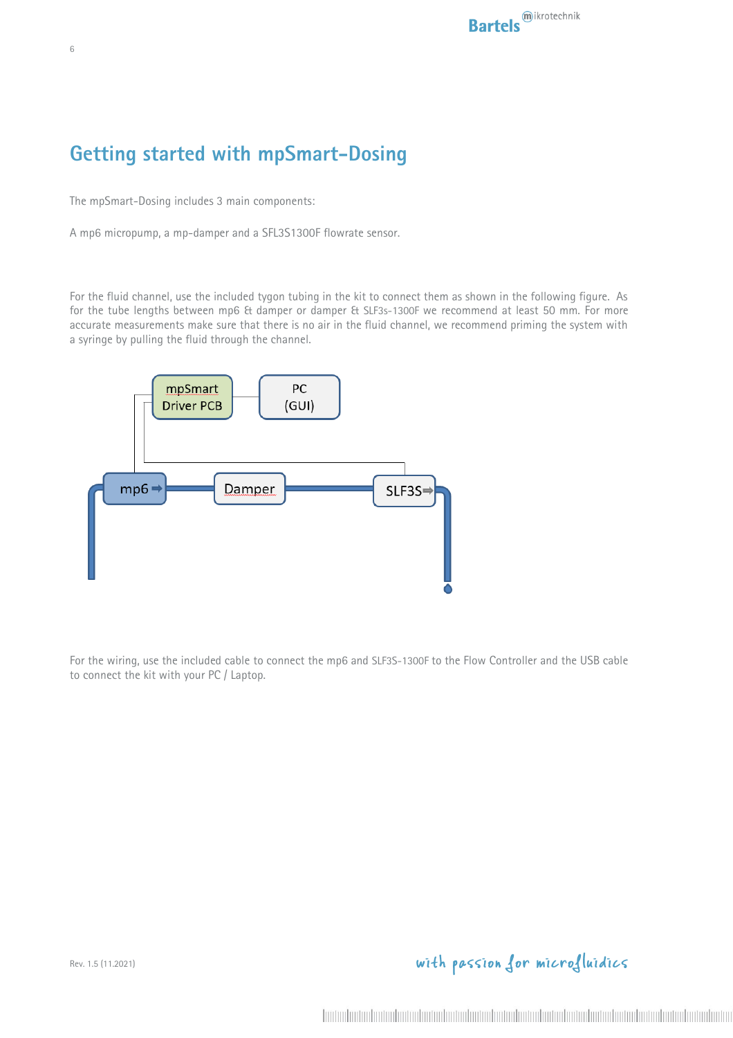# Getting started with mpSmart-Dosing

The mpSmart-Dosing includes 3 main components:

A mp6 micropump, a mp-damper and a SFL3S1300F flowrate sensor.

For the fluid channel, use the included tygon tubing in the kit to connect them as shown in the following figure. As for the tube lengths between mp6 & damper or damper & SLF3s-1300F we recommend at least 50 mm. For more accurate measurements make sure that there is no air in the fluid channel, we recommend priming the system with a syringe by pulling the fluid through the channel.

For the wiring, use the included cable to connect the mp6 and SLF3S-1300F to the Flow Controller and the USB cable to connect the kit with your PC / Laptop.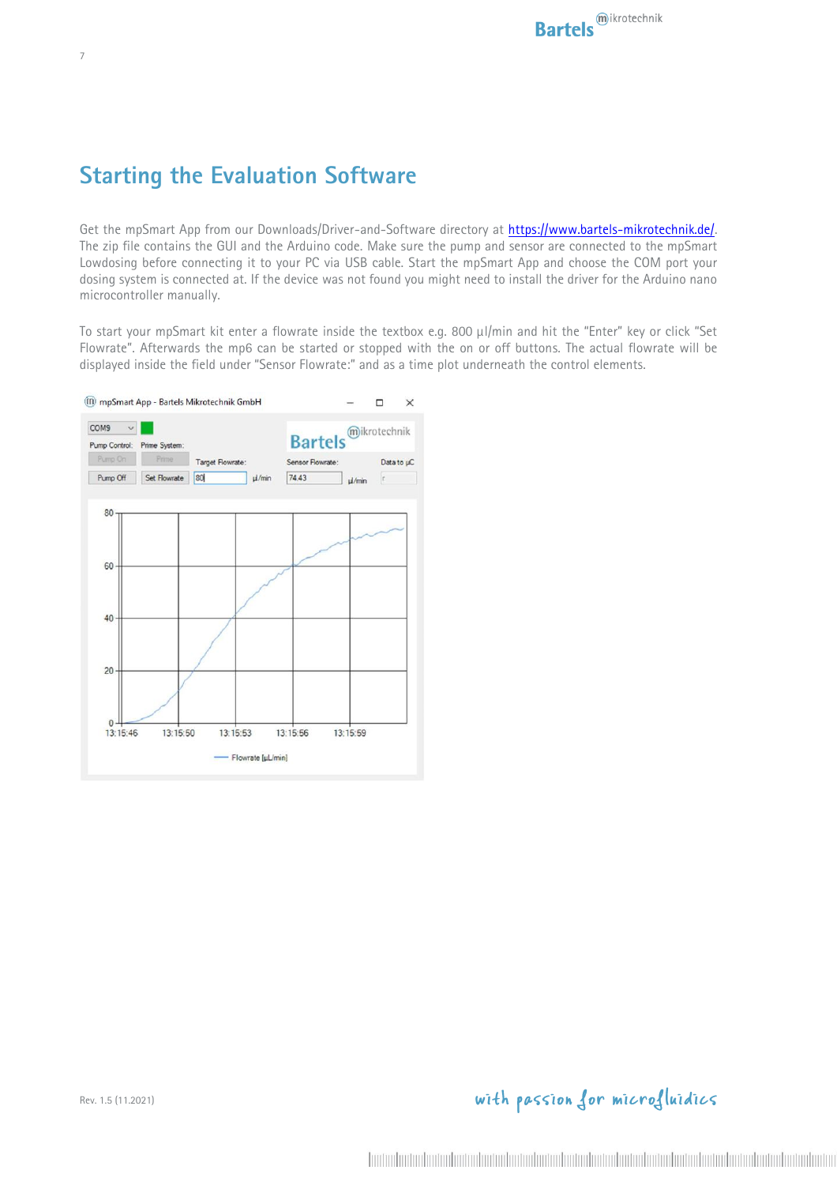# Starting the Evaluation Software

Get the mpSmart App from our Downloads/Driver-and-Software directory at https://www.bartels-mikrotechnik.de/. The zip file contains the GUI and the Arduino code. Make sure the pump and sensor are connected to the mpSmart Lowdosing before connecting it to your PC via USB cable. Start the mpSmart App and choose the COM port your dosing system is connected at. If the device was not found you might need to install the driver for the Arduino nano microcontroller manually.

To start your mpSmart kit enter a flowrate inside the textbox e.g. 800 µl/min and hit the "Enter" key or click "Set Flowrate". Afterwards the mp6 can be started or stopped with the on or off buttons. The actual flowrate will be displayed inside the field under "Sensor Flowrate:" and as a time plot underneath the control elements.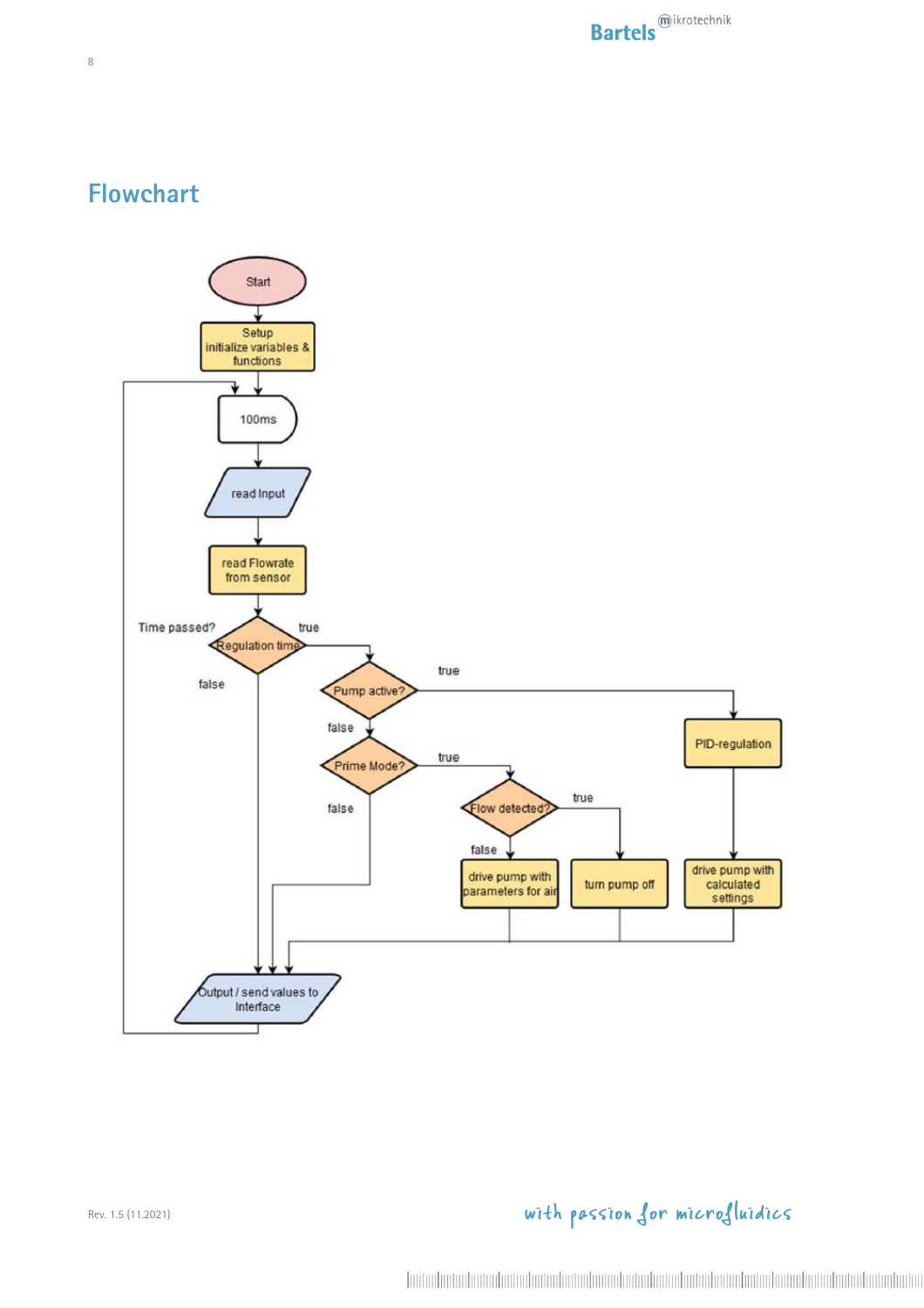# Flowchart

Start

Setup
initialize variables & functions

100ms

read Input

read Flowrate from sensor

Time passed?

Regulation time

true

false

Pump active?

true

false

PID-regulation

Prime Mode?

true

false

Flow detected?

true

false

drive pump with parameters for air

turn pump off

drive pump with calculated settings

Output / send values to Interface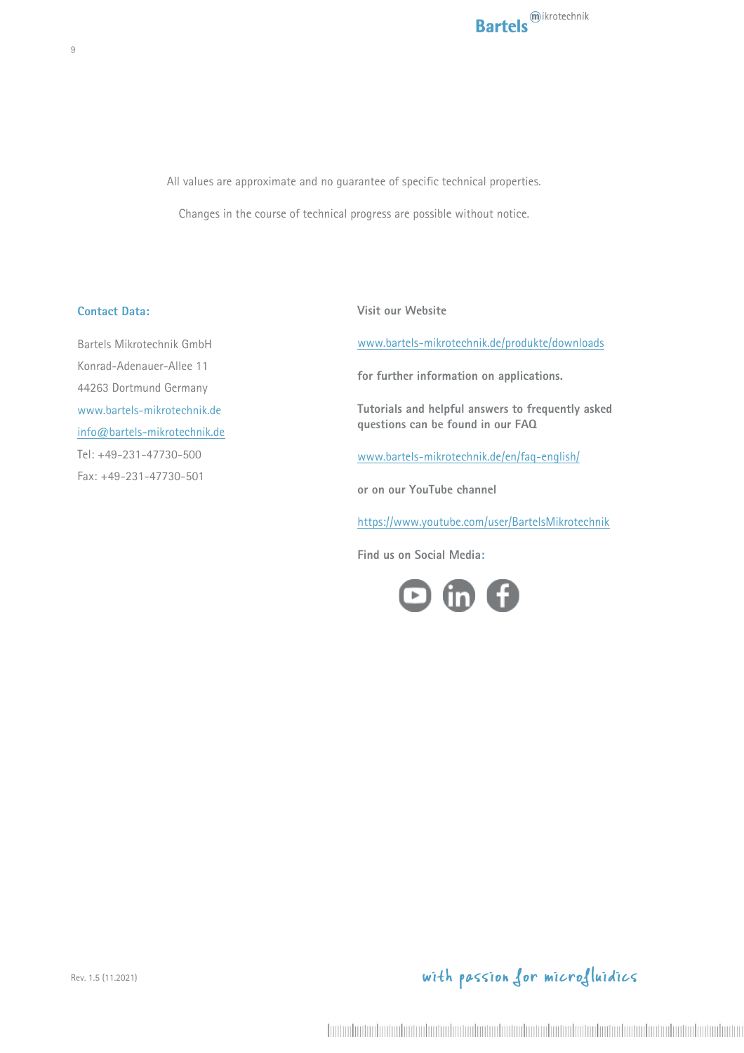All values are approximate and no guarantee of specific technical properties.

Changes in the course of technical progress are possible without notice.

**Contact Data:**

Bartels Mikrotechnik GmbH
Konrad-Adenauer-Allee 11
44263 Dortmund Germany
www.bartels-mikrotechnik.de
info@bartels-mikrotechnik.de
Tel: +49-231-47730-500
Fax: +49-231-47730-501

**Visit our Website**

www.bartels-mikrotechnik.de/produkte/downloads

**for further information on applications.**

**Tutorials and helpful answers to frequently asked questions can be found in our FAQ**

www.bartels-mikrotechnik.de/en/faq-english/

**or on our YouTube channel**

https://www.youtube.com/user/BartelsMikrotechnik

**Find us on Social Media:**

Rev. 1.5 (11.2021)

with passion for microfluidics